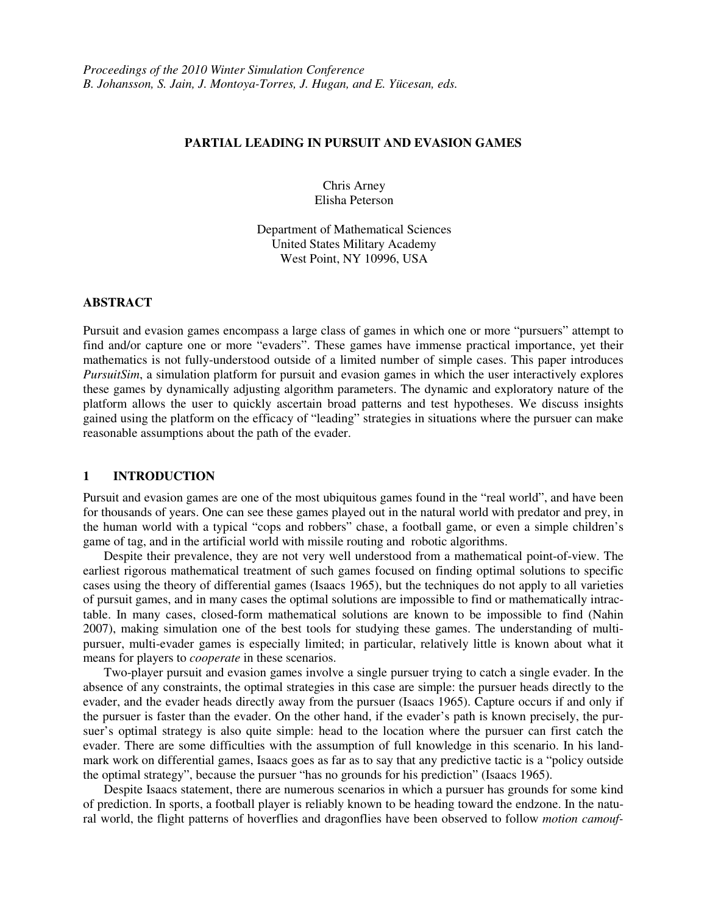*Proceedings of the 2010 Winter Simulation Conference*
*B. Johansson, S. Jain, J. Montoya-Torres, J. Hugan, and E. Yücesan, eds.*

# PARTIAL LEADING IN PURSUIT AND EVASION GAMES

Chris Arney
Elisha Peterson

Department of Mathematical Sciences
United States Military Academy
West Point, NY 10996, USA

## ABSTRACT

Pursuit and evasion games encompass a large class of games in which one or more "pursuers" attempt to find and/or capture one or more "evaders". These games have immense practical importance, yet their mathematics is not fully-understood outside of a limited number of simple cases. This paper introduces *PursuitSim*, a simulation platform for pursuit and evasion games in which the user interactively explores these games by dynamically adjusting algorithm parameters. The dynamic and exploratory nature of the platform allows the user to quickly ascertain broad patterns and test hypotheses. We discuss insights gained using the platform on the efficacy of "leading" strategies in situations where the pursuer can make reasonable assumptions about the path of the evader.

## 1 INTRODUCTION

Pursuit and evasion games are one of the most ubiquitous games found in the "real world", and have been for thousands of years. One can see these games played out in the natural world with predator and prey, in the human world with a typical "cops and robbers" chase, a football game, or even a simple children's game of tag, and in the artificial world with missile routing and robotic algorithms.

Despite their prevalence, they are not very well understood from a mathematical point-of-view. The earliest rigorous mathematical treatment of such games focused on finding optimal solutions to specific cases using the theory of differential games (Isaacs 1965), but the techniques do not apply to all varieties of pursuit games, and in many cases the optimal solutions are impossible to find or mathematically intractable. In many cases, closed-form mathematical solutions are known to be impossible to find (Nahin 2007), making simulation one of the best tools for studying these games. The understanding of multi-pursuer, multi-evader games is especially limited; in particular, relatively little is known about what it means for players to *cooperate* in these scenarios.

Two-player pursuit and evasion games involve a single pursuer trying to catch a single evader. In the absence of any constraints, the optimal strategies in this case are simple: the pursuer heads directly to the evader, and the evader heads directly away from the pursuer (Isaacs 1965). Capture occurs if and only if the pursuer is faster than the evader. On the other hand, if the evader's path is known precisely, the pursuer's optimal strategy is also quite simple: head to the location where the pursuer can first catch the evader. There are some difficulties with the assumption of full knowledge in this scenario. In his landmark work on differential games, Isaacs goes as far as to say that any predictive tactic is a "policy outside the optimal strategy", because the pursuer "has no grounds for his prediction" (Isaacs 1965).

Despite Isaacs statement, there are numerous scenarios in which a pursuer has grounds for some kind of prediction. In sports, a football player is reliably known to be heading toward the endzone. In the natural world, the flight patterns of hoverflies and dragonflies have been observed to follow *motion camouf-*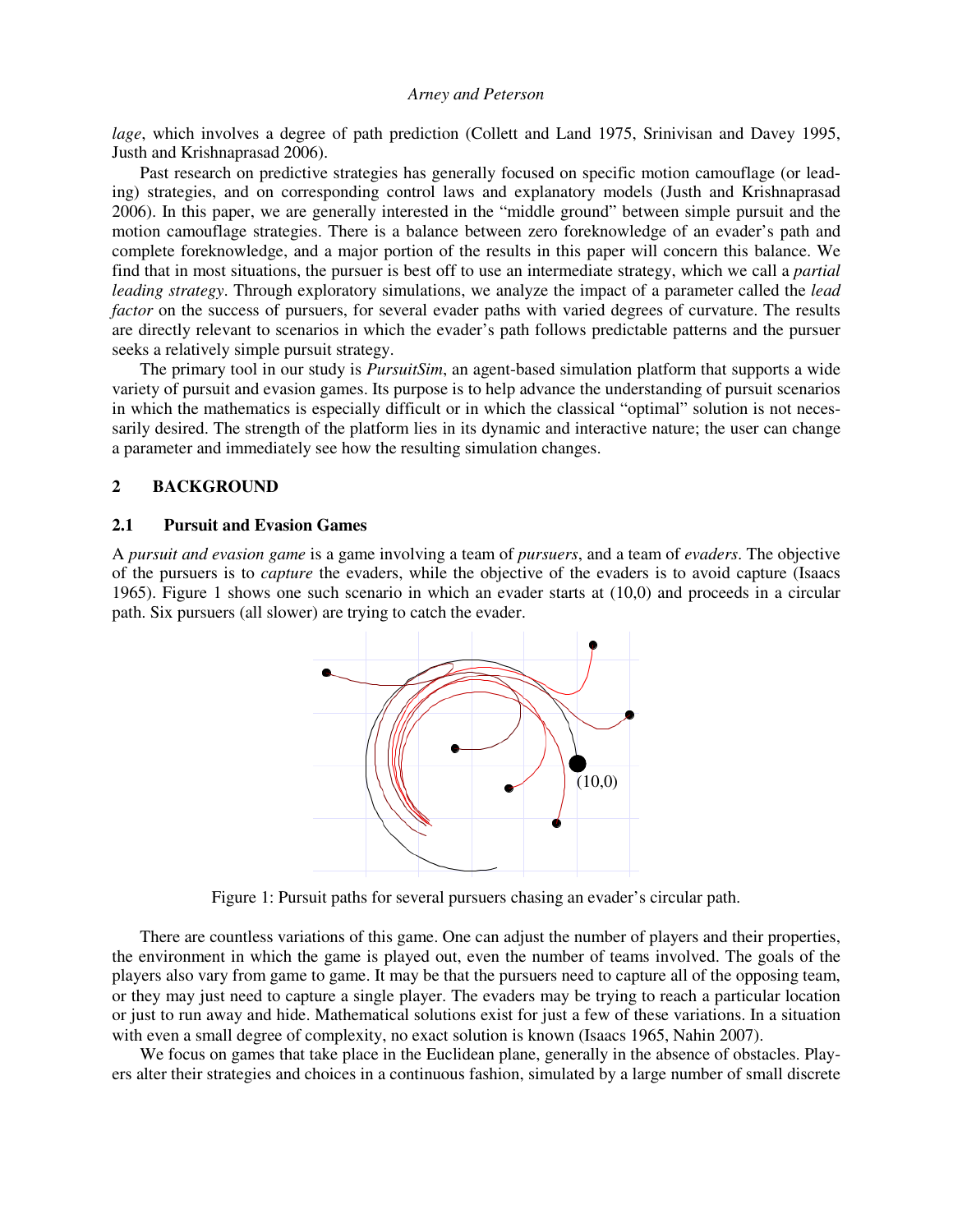*lage*, which involves a degree of path prediction (Collett and Land 1975, Srinivisan and Davey 1995, Justh and Krishnaprasad 2006).

Past research on predictive strategies has generally focused on specific motion camouflage (or leading) strategies, and on corresponding control laws and explanatory models (Justh and Krishnaprasad 2006). In this paper, we are generally interested in the "middle ground" between simple pursuit and the motion camouflage strategies. There is a balance between zero foreknowledge of an evader's path and complete foreknowledge, and a major portion of the results in this paper will concern this balance. We find that in most situations, the pursuer is best off to use an intermediate strategy, which we call a *partial leading strategy*. Through exploratory simulations, we analyze the impact of a parameter called the *lead factor* on the success of pursuers, for several evader paths with varied degrees of curvature. The results are directly relevant to scenarios in which the evader's path follows predictable patterns and the pursuer seeks a relatively simple pursuit strategy.

The primary tool in our study is *PursuitSim*, an agent-based simulation platform that supports a wide variety of pursuit and evasion games. Its purpose is to help advance the understanding of pursuit scenarios in which the mathematics is especially difficult or in which the classical "optimal" solution is not necessarily desired. The strength of the platform lies in its dynamic and interactive nature; the user can change a parameter and immediately see how the resulting simulation changes.

## 2 BACKGROUND

### 2.1 Pursuit and Evasion Games

A *pursuit and evasion game* is a game involving a team of *pursuers*, and a team of *evaders*. The objective of the pursuers is to *capture* the evaders, while the objective of the evaders is to avoid capture (Isaacs 1965). Figure 1 shows one such scenario in which an evader starts at (10,0) and proceeds in a circular path. Six pursuers (all slower) are trying to catch the evader.

(10,0)

Figure 1: Pursuit paths for several pursuers chasing an evader's circular path.

There are countless variations of this game. One can adjust the number of players and their properties, the environment in which the game is played out, even the number of teams involved. The goals of the players also vary from game to game. It may be that the pursuers need to capture all of the opposing team, or they may just need to capture a single player. The evaders may be trying to reach a particular location or just to run away and hide. Mathematical solutions exist for just a few of these variations. In a situation with even a small degree of complexity, no exact solution is known (Isaacs 1965, Nahin 2007).

We focus on games that take place in the Euclidean plane, generally in the absence of obstacles. Players alter their strategies and choices in a continuous fashion, simulated by a large number of small discrete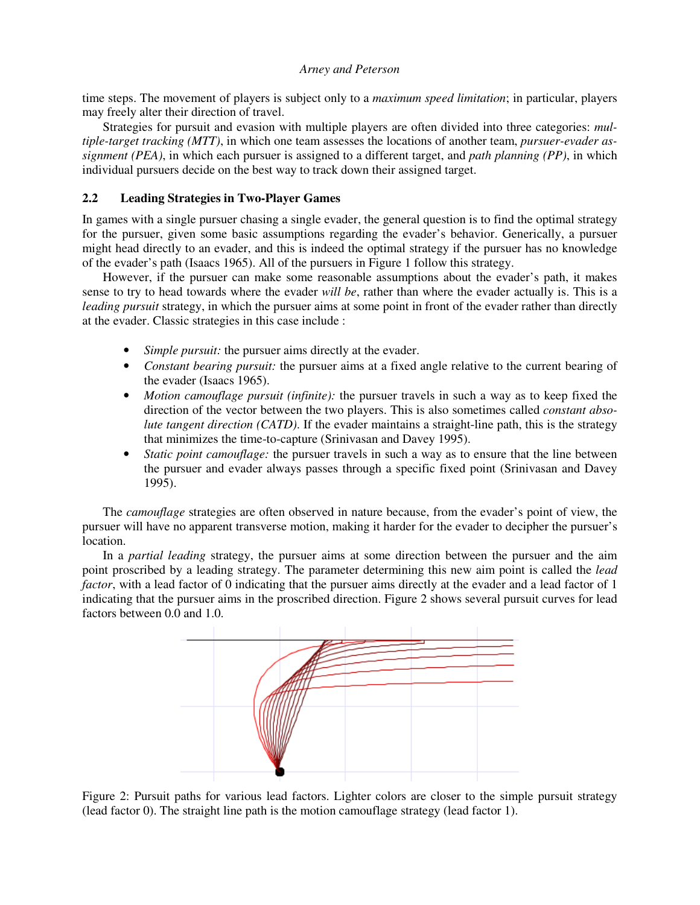time steps. The movement of players is subject only to a *maximum speed limitation*; in particular, players may freely alter their direction of travel.

Strategies for pursuit and evasion with multiple players are often divided into three categories: *multiple-target tracking (MTT)*, in which one team assesses the locations of another team, *pursuer-evader assignment (PEA)*, in which each pursuer is assigned to a different target, and *path planning (PP)*, in which individual pursuers decide on the best way to track down their assigned target.

### 2.2 Leading Strategies in Two-Player Games

In games with a single pursuer chasing a single evader, the general question is to find the optimal strategy for the pursuer, given some basic assumptions regarding the evader's behavior. Generically, a pursuer might head directly to an evader, and this is indeed the optimal strategy if the pursuer has no knowledge of the evader's path (Isaacs 1965). All of the pursuers in Figure 1 follow this strategy.

However, if the pursuer can make some reasonable assumptions about the evader's path, it makes sense to try to head towards where the evader *will be*, rather than where the evader actually is. This is a *leading pursuit* strategy, in which the pursuer aims at some point in front of the evader rather than directly at the evader. Classic strategies in this case include :

- *Simple pursuit:* the pursuer aims directly at the evader.
- *Constant bearing pursuit:* the pursuer aims at a fixed angle relative to the current bearing of the evader (Isaacs 1965).
- *Motion camouflage pursuit (infinite):* the pursuer travels in such a way as to keep fixed the direction of the vector between the two players. This is also sometimes called *constant absolute tangent direction (CATD)*. If the evader maintains a straight-line path, this is the strategy that minimizes the time-to-capture (Srinivasan and Davey 1995).
- *Static point camouflage:* the pursuer travels in such a way as to ensure that the line between the pursuer and evader always passes through a specific fixed point (Srinivasan and Davey 1995).

The *camouflage* strategies are often observed in nature because, from the evader's point of view, the pursuer will have no apparent transverse motion, making it harder for the evader to decipher the pursuer's location.

In a *partial leading* strategy, the pursuer aims at some direction between the pursuer and the aim point proscribed by a leading strategy. The parameter determining this new aim point is called the *lead factor*, with a lead factor of 0 indicating that the pursuer aims directly at the evader and a lead factor of 1 indicating that the pursuer aims in the proscribed direction. Figure 2 shows several pursuit curves for lead factors between 0.0 and 1.0.

Figure 2: Pursuit paths for various lead factors. Lighter colors are closer to the simple pursuit strategy (lead factor 0). The straight line path is the motion camouflage strategy (lead factor 1).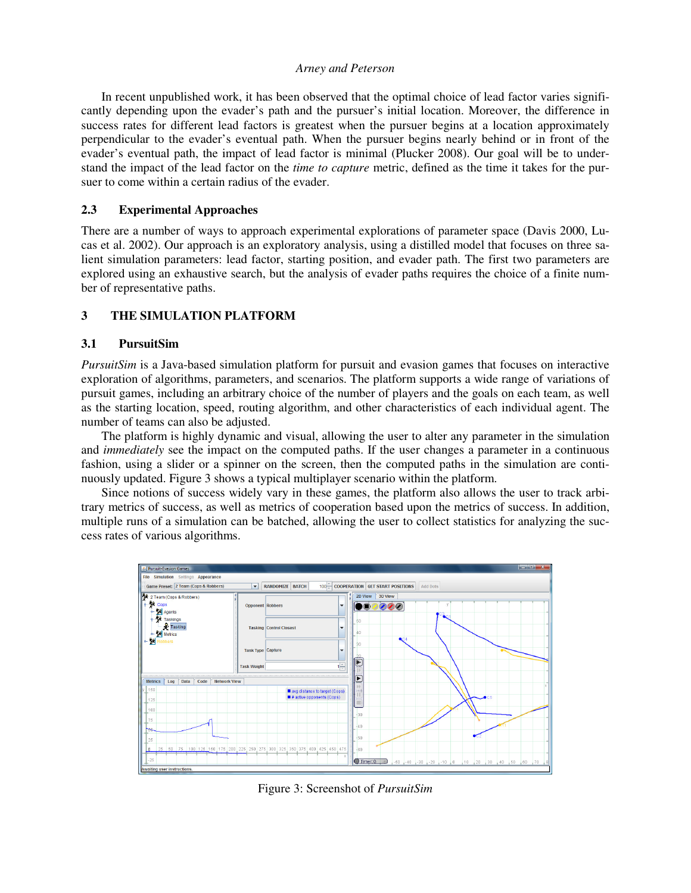In recent unpublished work, it has been observed that the optimal choice of lead factor varies significantly depending upon the evader's path and the pursuer's initial location. Moreover, the difference in success rates for different lead factors is greatest when the pursuer begins at a location approximately perpendicular to the evader's eventual path. When the pursuer begins nearly behind or in front of the evader's eventual path, the impact of lead factor is minimal (Plucker 2008). Our goal will be to understand the impact of the lead factor on the *time to capture* metric, defined as the time it takes for the pursuer to come within a certain radius of the evader.

## 2.3 Experimental Approaches

There are a number of ways to approach experimental explorations of parameter space (Davis 2000, Lucas et al. 2002). Our approach is an exploratory analysis, using a distilled model that focuses on three salient simulation parameters: lead factor, starting position, and evader path. The first two parameters are explored using an exhaustive search, but the analysis of evader paths requires the choice of a finite number of representative paths.

# 3 THE SIMULATION PLATFORM

## 3.1 PursuitSim

*PursuitSim* is a Java-based simulation platform for pursuit and evasion games that focuses on interactive exploration of algorithms, parameters, and scenarios. The platform supports a wide range of variations of pursuit games, including an arbitrary choice of the number of players and the goals on each team, as well as the starting location, speed, routing algorithm, and other characteristics of each individual agent. The number of teams can also be adjusted.

The platform is highly dynamic and visual, allowing the user to alter any parameter in the simulation and *immediately* see the impact on the computed paths. If the user changes a parameter in a continuous fashion, using a slider or a spinner on the screen, then the computed paths in the simulation are continuously updated. Figure 3 shows a typical multiplayer scenario within the platform.

Since notions of success widely vary in these games, the platform also allows the user to track arbitrary metrics of success, as well as metrics of cooperation based upon the metrics of success. In addition, multiple runs of a simulation can be batched, allowing the user to collect statistics for analyzing the success rates of various algorithms.

Figure 3: Screenshot of *PursuitSim*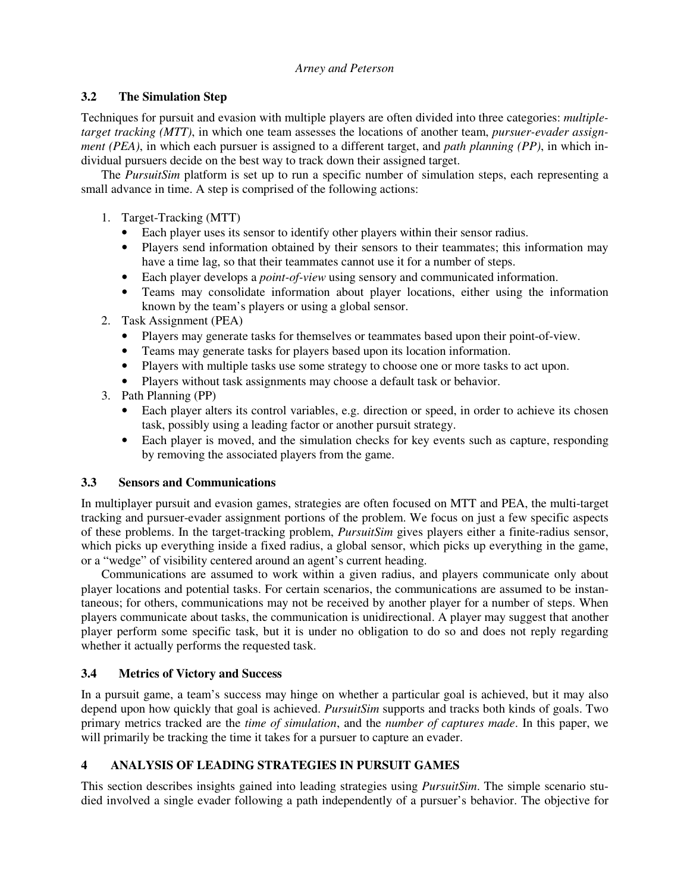### 3.2 The Simulation Step

Techniques for pursuit and evasion with multiple players are often divided into three categories: *multiple-target tracking (MTT)*, in which one team assesses the locations of another team, *pursuer-evader assignment (PEA)*, in which each pursuer is assigned to a different target, and *path planning (PP)*, in which individual pursuers decide on the best way to track down their assigned target.

The *PursuitSim* platform is set up to run a specific number of simulation steps, each representing a small advance in time. A step is comprised of the following actions:

1. Target-Tracking (MTT)
   - Each player uses its sensor to identify other players within their sensor radius.
   - Players send information obtained by their sensors to their teammates; this information may have a time lag, so that their teammates cannot use it for a number of steps.
   - Each player develops a *point-of-view* using sensory and communicated information.
   - Teams may consolidate information about player locations, either using the information known by the team's players or using a global sensor.
2. Task Assignment (PEA)
   - Players may generate tasks for themselves or teammates based upon their point-of-view.
   - Teams may generate tasks for players based upon its location information.
   - Players with multiple tasks use some strategy to choose one or more tasks to act upon.
   - Players without task assignments may choose a default task or behavior.
3. Path Planning (PP)
   - Each player alters its control variables, e.g. direction or speed, in order to achieve its chosen task, possibly using a leading factor or another pursuit strategy.
   - Each player is moved, and the simulation checks for key events such as capture, responding by removing the associated players from the game.

### 3.3 Sensors and Communications

In multiplayer pursuit and evasion games, strategies are often focused on MTT and PEA, the multi-target tracking and pursuer-evader assignment portions of the problem. We focus on just a few specific aspects of these problems. In the target-tracking problem, *PursuitSim* gives players either a finite-radius sensor, which picks up everything inside a fixed radius, a global sensor, which picks up everything in the game, or a "wedge" of visibility centered around an agent's current heading.

Communications are assumed to work within a given radius, and players communicate only about player locations and potential tasks. For certain scenarios, the communications are assumed to be instantaneous; for others, communications may not be received by another player for a number of steps. When players communicate about tasks, the communication is unidirectional. A player may suggest that another player perform some specific task, but it is under no obligation to do so and does not reply regarding whether it actually performs the requested task.

### 3.4 Metrics of Victory and Success

In a pursuit game, a team's success may hinge on whether a particular goal is achieved, but it may also depend upon how quickly that goal is achieved. *PursuitSim* supports and tracks both kinds of goals. Two primary metrics tracked are the *time of simulation*, and the *number of captures made*. In this paper, we will primarily be tracking the time it takes for a pursuer to capture an evader.

## 4 ANALYSIS OF LEADING STRATEGIES IN PURSUIT GAMES

This section describes insights gained into leading strategies using *PursuitSim*. The simple scenario studied involved a single evader following a path independently of a pursuer's behavior. The objective for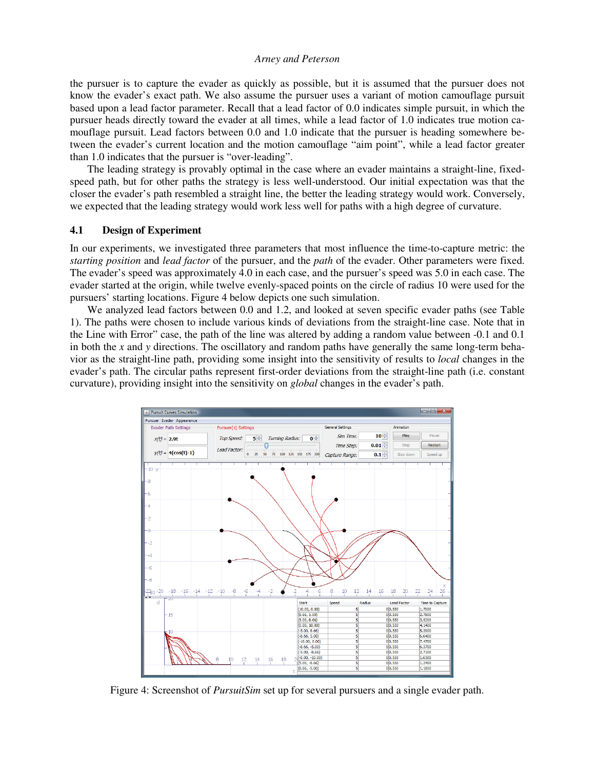the pursuer is to capture the evader as quickly as possible, but it is assumed that the pursuer does not know the evader's exact path. We also assume the pursuer uses a variant of motion camouflage pursuit based upon a lead factor parameter. Recall that a lead factor of 0.0 indicates simple pursuit, in which the pursuer heads directly toward the evader at all times, while a lead factor of 1.0 indicates true motion camouflage pursuit. Lead factors between 0.0 and 1.0 indicate that the pursuer is heading somewhere between the evader's current location and the motion camouflage "aim point", while a lead factor greater than 1.0 indicates that the pursuer is "over-leading".

The leading strategy is provably optimal in the case where an evader maintains a straight-line, fixed-speed path, but for other paths the strategy is less well-understood. Our initial expectation was that the closer the evader's path resembled a straight line, the better the leading strategy would work. Conversely, we expected that the leading strategy would work less well for paths with a high degree of curvature.

## 4.1 Design of Experiment

In our experiments, we investigated three parameters that most influence the time-to-capture metric: the *starting position* and *lead factor* of the pursuer, and the *path* of the evader. Other parameters were fixed. The evader's speed was approximately 4.0 in each case, and the pursuer's speed was 5.0 in each case. The evader started at the origin, while twelve evenly-spaced points on the circle of radius 10 were used for the pursuers' starting locations. Figure 4 below depicts one such simulation.

We analyzed lead factors between 0.0 and 1.2, and looked at seven specific evader paths (see Table 1). The paths were chosen to include various kinds of deviations from the straight-line case. Note that in the Line with Error" case, the path of the line was altered by adding a random value between -0.1 and 0.1 in both the *x* and *y* directions. The oscillatory and random paths have generally the same long-term behavior as the straight-line path, providing some insight into the sensitivity of results to *local* changes in the evader's path. The circular paths represent first-order deviations from the straight-line path (i.e. constant curvature), providing insight into the sensitivity on *global* changes in the evader's path.

Figure 4: Screenshot of *PursuitSim* set up for several pursuers and a single evader path.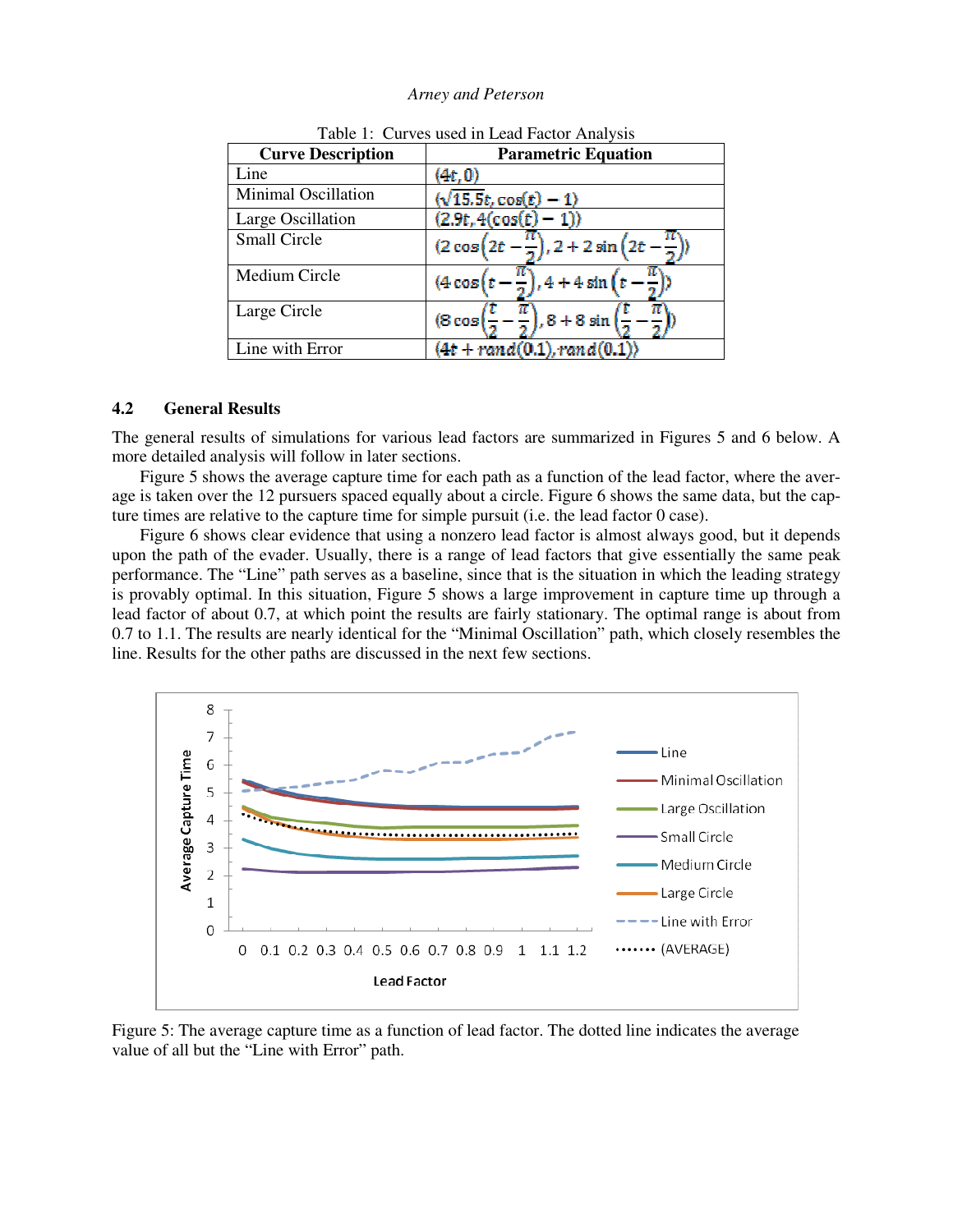Table 1: Curves used in Lead Factor Analysis

| Curve Description | Parametric Equation |
|---|---|
| Line | $(4t, 0)$ |
| Minimal Oscillation | $(\sqrt{15.5}t, \cos(t) - 1)$ |
| Large Oscillation | $(2.9t, 4(\cos(t) - 1))$ |
| Small Circle | $\left(2\cos\left(2t - \frac{\pi}{2}\right), 2 + 2\sin\left(2t - \frac{\pi}{2}\right)\right)$ |
| Medium Circle | $\left(4\cos\left(t - \frac{\pi}{2}\right), 4 + 4\sin\left(t - \frac{\pi}{2}\right)\right)$ |
| Large Circle | $\left(8\cos\left(\frac{t}{2} - \frac{\pi}{2}\right), 8 + 8\sin\left(\frac{t}{2} - \frac{\pi}{2}\right)\right)$ |
| Line with Error | $(4t + rand(0.1), rand(0.1))$ |

## 4.2 General Results

The general results of simulations for various lead factors are summarized in Figures 5 and 6 below. A more detailed analysis will follow in later sections.

Figure 5 shows the average capture time for each path as a function of the lead factor, where the average is taken over the 12 pursuers spaced equally about a circle. Figure 6 shows the same data, but the capture times are relative to the capture time for simple pursuit (i.e. the lead factor 0 case).

Figure 6 shows clear evidence that using a nonzero lead factor is almost always good, but it depends upon the path of the evader. Usually, there is a range of lead factors that give essentially the same peak performance. The "Line" path serves as a baseline, since that is the situation in which the leading strategy is provably optimal. In this situation, Figure 5 shows a large improvement in capture time up through a lead factor of about 0.7, at which point the results are fairly stationary. The optimal range is about from 0.7 to 1.1. The results are nearly identical for the "Minimal Oscillation" path, which closely resembles the line. Results for the other paths are discussed in the next few sections.

Average Capture Time
8
7
6
5
4
3
2
1
0
0 0.1 0.2 0.3 0.4 0.5 0.6 0.7 0.8 0.9 1 1.1 1.2
Lead Factor

Line
Minimal Oscillation
Large Oscillation
Small Circle
Medium Circle
Large Circle
Line with Error
(AVERAGE)

Figure 5: The average capture time as a function of lead factor. The dotted line indicates the average value of all but the "Line with Error" path.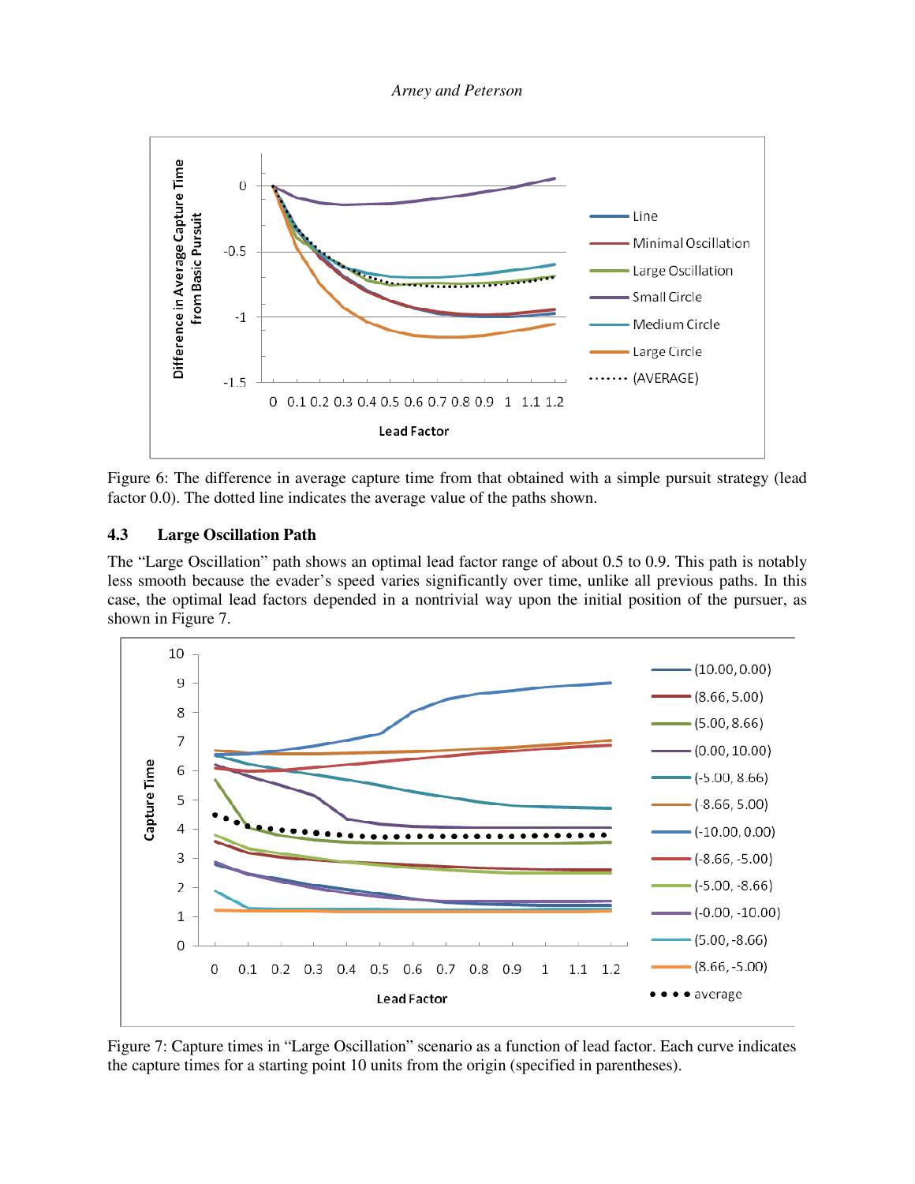Difference in Average Capture Time from Basic Pursuit

0
-0.5
-1
-1.5

0 0.1 0.2 0.3 0.4 0.5 0.6 0.7 0.8 0.9 1 1.1 1.2

Lead Factor

Line
Minimal Oscillation
Large Oscillation
Small Circle
Medium Circle
Large Circle
(AVERAGE)

Figure 6: The difference in average capture time from that obtained with a simple pursuit strategy (lead factor 0.0). The dotted line indicates the average value of the paths shown.

### 4.3 Large Oscillation Path

The "Large Oscillation" path shows an optimal lead factor range of about 0.5 to 0.9. This path is notably less smooth because the evader's speed varies significantly over time, unlike all previous paths. In this case, the optimal lead factors depended in a nontrivial way upon the initial position of the pursuer, as shown in Figure 7.

Capture Time

10
9
8
7
6
5
4
3
2
1
0

0 0.1 0.2 0.3 0.4 0.5 0.6 0.7 0.8 0.9 1 1.1 1.2

Lead Factor

(10.00, 0.00)
(8.66, 5.00)
(5.00, 8.66)
(0.00, 10.00)
(-5.00, 8.66)
(-8.66, 5.00)
(-10.00, 0.00)
(-8.66, -5.00)
(-5.00, -8.66)
(-0.00, -10.00)
(5.00, -8.66)
(8.66, -5.00)
average

Figure 7: Capture times in "Large Oscillation" scenario as a function of lead factor. Each curve indicates the capture times for a starting point 10 units from the origin (specified in parentheses).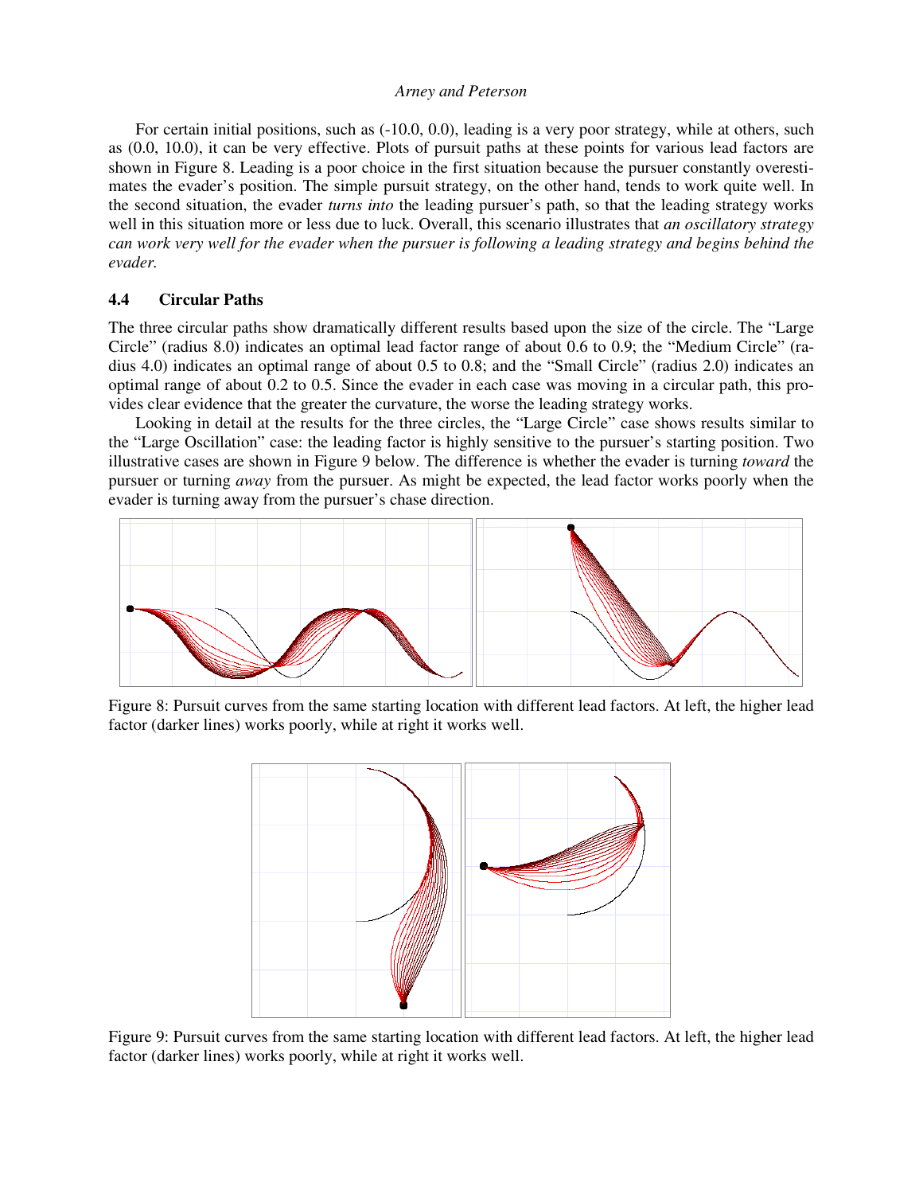For certain initial positions, such as (-10.0, 0.0), leading is a very poor strategy, while at others, such as (0.0, 10.0), it can be very effective. Plots of pursuit paths at these points for various lead factors are shown in Figure 8. Leading is a poor choice in the first situation because the pursuer constantly overestimates the evader's position. The simple pursuit strategy, on the other hand, tends to work quite well. In the second situation, the evader *turns into* the leading pursuer's path, so that the leading strategy works well in this situation more or less due to luck. Overall, this scenario illustrates that *an oscillatory strategy can work very well for the evader when the pursuer is following a leading strategy and begins behind the evader.*

### 4.4 Circular Paths

The three circular paths show dramatically different results based upon the size of the circle. The "Large Circle" (radius 8.0) indicates an optimal lead factor range of about 0.6 to 0.9; the "Medium Circle" (radius 4.0) indicates an optimal range of about 0.5 to 0.8; and the "Small Circle" (radius 2.0) indicates an optimal range of about 0.2 to 0.5. Since the evader in each case was moving in a circular path, this provides clear evidence that the greater the curvature, the worse the leading strategy works.

Looking in detail at the results for the three circles, the "Large Circle" case shows results similar to the "Large Oscillation" case: the leading factor is highly sensitive to the pursuer's starting position. Two illustrative cases are shown in Figure 9 below. The difference is whether the evader is turning *toward* the pursuer or turning *away* from the pursuer. As might be expected, the lead factor works poorly when the evader is turning away from the pursuer's chase direction.

Figure 8: Pursuit curves from the same starting location with different lead factors. At left, the higher lead factor (darker lines) works poorly, while at right it works well.

Figure 9: Pursuit curves from the same starting location with different lead factors. At left, the higher lead factor (darker lines) works poorly, while at right it works well.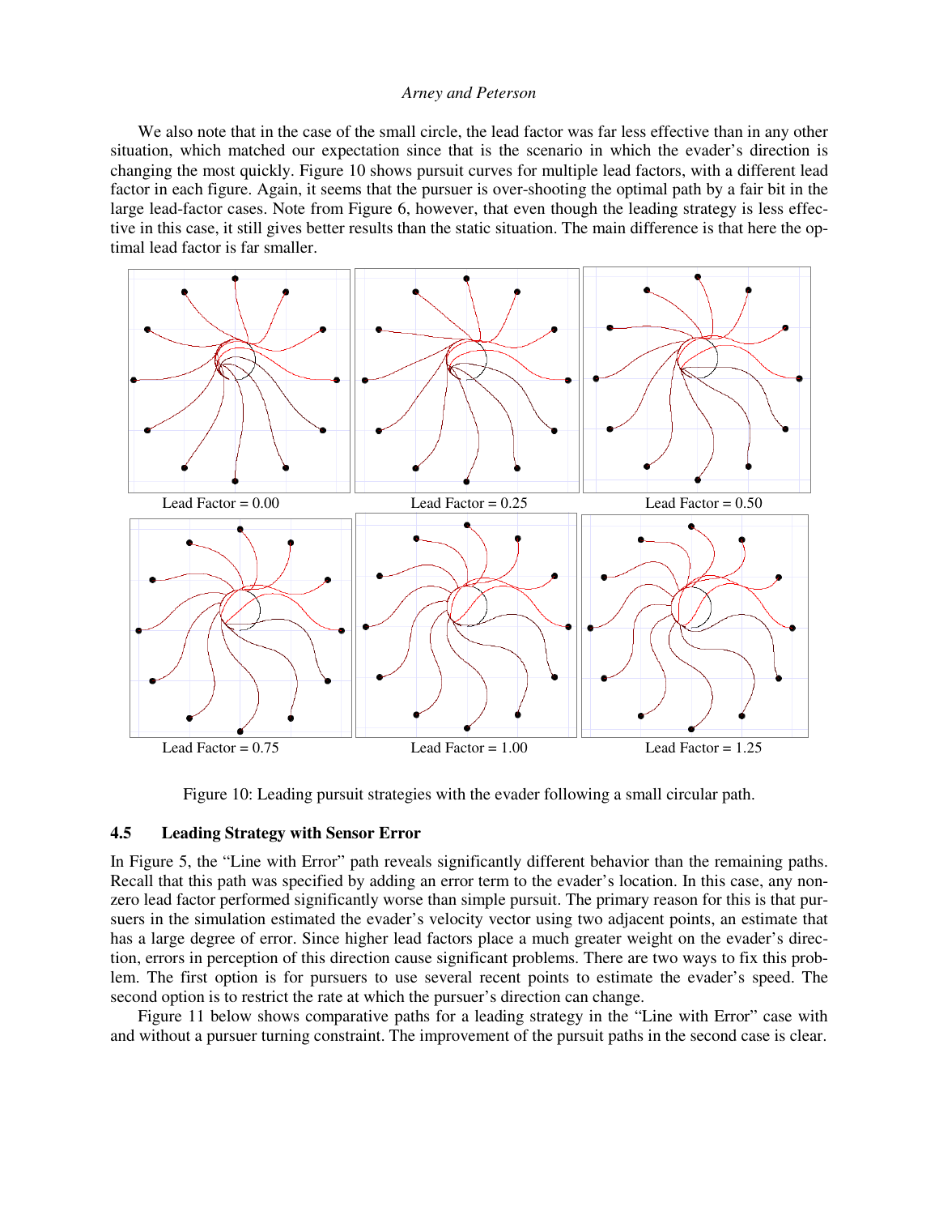We also note that in the case of the small circle, the lead factor was far less effective than in any other situation, which matched our expectation since that is the scenario in which the evader's direction is changing the most quickly. Figure 10 shows pursuit curves for multiple lead factors, with a different lead factor in each figure. Again, it seems that the pursuer is over-shooting the optimal path by a fair bit in the large lead-factor cases. Note from Figure 6, however, that even though the leading strategy is less effective in this case, it still gives better results than the static situation. The main difference is that here the optimal lead factor is far smaller.

Lead Factor = 0.00

Lead Factor = 0.25

Lead Factor = 0.50

Lead Factor = 0.75

Lead Factor = 1.00

Lead Factor = 1.25

Figure 10: Leading pursuit strategies with the evader following a small circular path.

## 4.5 Leading Strategy with Sensor Error

In Figure 5, the "Line with Error" path reveals significantly different behavior than the remaining paths. Recall that this path was specified by adding an error term to the evader's location. In this case, any non-zero lead factor performed significantly worse than simple pursuit. The primary reason for this is that pursuers in the simulation estimated the evader's velocity vector using two adjacent points, an estimate that has a large degree of error. Since higher lead factors place a much greater weight on the evader's direction, errors in perception of this direction cause significant problems. There are two ways to fix this problem. The first option is for pursuers to use several recent points to estimate the evader's speed. The second option is to restrict the rate at which the pursuer's direction can change.

Figure 11 below shows comparative paths for a leading strategy in the "Line with Error" case with and without a pursuer turning constraint. The improvement of the pursuit paths in the second case is clear.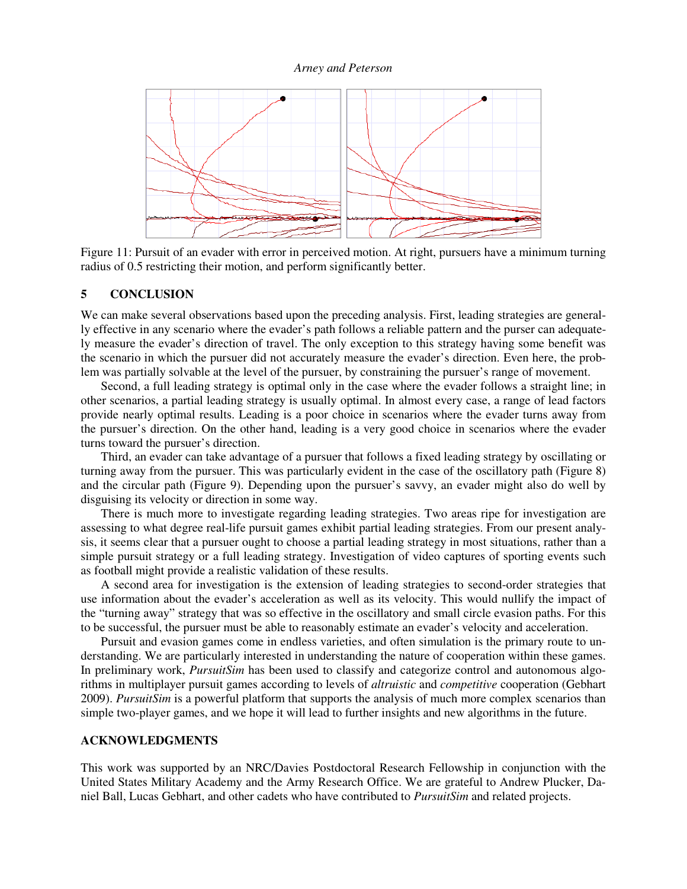Figure 11: Pursuit of an evader with error in perceived motion. At right, pursuers have a minimum turning radius of 0.5 restricting their motion, and perform significantly better.

## 5 CONCLUSION

We can make several observations based upon the preceding analysis. First, leading strategies are generally effective in any scenario where the evader's path follows a reliable pattern and the purser can adequately measure the evader's direction of travel. The only exception to this strategy having some benefit was the scenario in which the pursuer did not accurately measure the evader's direction. Even here, the problem was partially solvable at the level of the pursuer, by constraining the pursuer's range of movement.

Second, a full leading strategy is optimal only in the case where the evader follows a straight line; in other scenarios, a partial leading strategy is usually optimal. In almost every case, a range of lead factors provide nearly optimal results. Leading is a poor choice in scenarios where the evader turns away from the pursuer's direction. On the other hand, leading is a very good choice in scenarios where the evader turns toward the pursuer's direction.

Third, an evader can take advantage of a pursuer that follows a fixed leading strategy by oscillating or turning away from the pursuer. This was particularly evident in the case of the oscillatory path (Figure 8) and the circular path (Figure 9). Depending upon the pursuer's savvy, an evader might also do well by disguising its velocity or direction in some way.

There is much more to investigate regarding leading strategies. Two areas ripe for investigation are assessing to what degree real-life pursuit games exhibit partial leading strategies. From our present analysis, it seems clear that a pursuer ought to choose a partial leading strategy in most situations, rather than a simple pursuit strategy or a full leading strategy. Investigation of video captures of sporting events such as football might provide a realistic validation of these results.

A second area for investigation is the extension of leading strategies to second-order strategies that use information about the evader's acceleration as well as its velocity. This would nullify the impact of the "turning away" strategy that was so effective in the oscillatory and small circle evasion paths. For this to be successful, the pursuer must be able to reasonably estimate an evader's velocity and acceleration.

Pursuit and evasion games come in endless varieties, and often simulation is the primary route to understanding. We are particularly interested in understanding the nature of cooperation within these games. In preliminary work, *PursuitSim* has been used to classify and categorize control and autonomous algorithms in multiplayer pursuit games according to levels of *altruistic* and *competitive* cooperation (Gebhart 2009). *PursuitSim* is a powerful platform that supports the analysis of much more complex scenarios than simple two-player games, and we hope it will lead to further insights and new algorithms in the future.

## ACKNOWLEDGMENTS

This work was supported by an NRC/Davies Postdoctoral Research Fellowship in conjunction with the United States Military Academy and the Army Research Office. We are grateful to Andrew Plucker, Daniel Ball, Lucas Gebhart, and other cadets who have contributed to *PursuitSim* and related projects.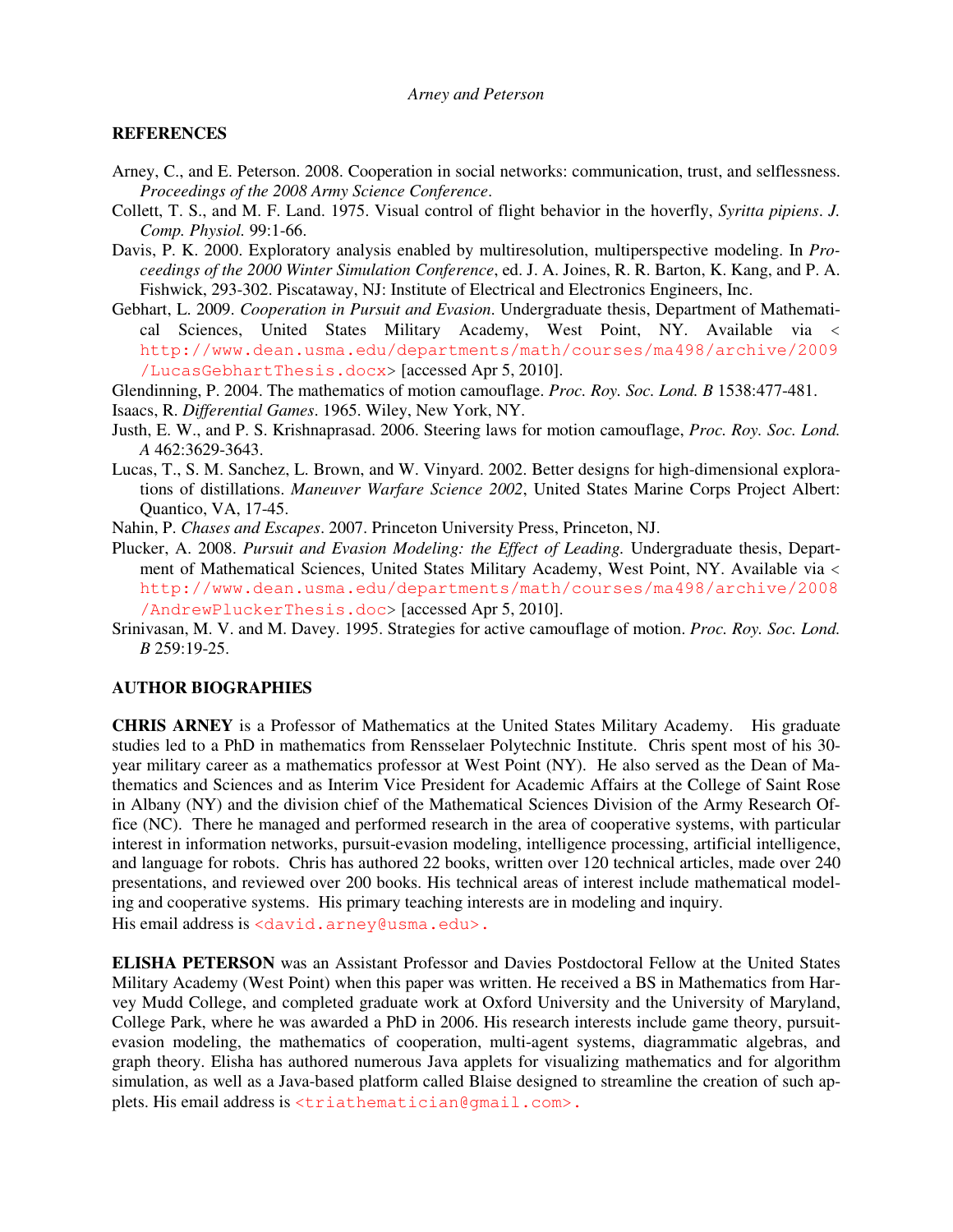## REFERENCES

Arney, C., and E. Peterson. 2008. Cooperation in social networks: communication, trust, and selflessness. *Proceedings of the 2008 Army Science Conference*.

Collett, T. S., and M. F. Land. 1975. Visual control of flight behavior in the hoverfly, *Syritta pipiens*. *J. Comp. Physiol.* 99:1-66.

Davis, P. K. 2000. Exploratory analysis enabled by multiresolution, multiperspective modeling. In *Proceedings of the 2000 Winter Simulation Conference*, ed. J. A. Joines, R. R. Barton, K. Kang, and P. A. Fishwick, 293-302. Piscataway, NJ: Institute of Electrical and Electronics Engineers, Inc.

Gebhart, L. 2009. *Cooperation in Pursuit and Evasion*. Undergraduate thesis, Department of Mathematical Sciences, United States Military Academy, West Point, NY. Available via <http://www.dean.usma.edu/departments/math/courses/ma498/archive/2009/LucasGebhartThesis.docx> [accessed Apr 5, 2010].

Glendinning, P. 2004. The mathematics of motion camouflage. *Proc. Roy. Soc. Lond. B* 1538:477-481.

Isaacs, R. *Differential Games*. 1965. Wiley, New York, NY.

Justh, E. W., and P. S. Krishnaprasad. 2006. Steering laws for motion camouflage, *Proc. Roy. Soc. Lond. A* 462:3629-3643.

Lucas, T., S. M. Sanchez, L. Brown, and W. Vinyard. 2002. Better designs for high-dimensional explorations of distillations. *Maneuver Warfare Science 2002*, United States Marine Corps Project Albert: Quantico, VA, 17-45.

Nahin, P. *Chases and Escapes*. 2007. Princeton University Press, Princeton, NJ.

Plucker, A. 2008. *Pursuit and Evasion Modeling: the Effect of Leading.* Undergraduate thesis, Department of Mathematical Sciences, United States Military Academy, West Point, NY. Available via <http://www.dean.usma.edu/departments/math/courses/ma498/archive/2008/AndrewPluckerThesis.doc> [accessed Apr 5, 2010].

Srinivasan, M. V. and M. Davey. 1995. Strategies for active camouflage of motion. *Proc. Roy. Soc. Lond. B* 259:19-25.

## AUTHOR BIOGRAPHIES

**CHRIS ARNEY** is a Professor of Mathematics at the United States Military Academy. His graduate studies led to a PhD in mathematics from Rensselaer Polytechnic Institute. Chris spent most of his 30-year military career as a mathematics professor at West Point (NY). He also served as the Dean of Mathematics and Sciences and as Interim Vice President for Academic Affairs at the College of Saint Rose in Albany (NY) and the division chief of the Mathematical Sciences Division of the Army Research Office (NC). There he managed and performed research in the area of cooperative systems, with particular interest in information networks, pursuit-evasion modeling, intelligence processing, artificial intelligence, and language for robots. Chris has authored 22 books, written over 120 technical articles, made over 240 presentations, and reviewed over 200 books. His technical areas of interest include mathematical modeling and cooperative systems. His primary teaching interests are in modeling and inquiry. His email address is <david.arney@usma.edu>.

**ELISHA PETERSON** was an Assistant Professor and Davies Postdoctoral Fellow at the United States Military Academy (West Point) when this paper was written. He received a BS in Mathematics from Harvey Mudd College, and completed graduate work at Oxford University and the University of Maryland, College Park, where he was awarded a PhD in 2006. His research interests include game theory, pursuit-evasion modeling, the mathematics of cooperation, multi-agent systems, diagrammatic algebras, and graph theory. Elisha has authored numerous Java applets for visualizing mathematics and for algorithm simulation, as well as a Java-based platform called Blaise designed to streamline the creation of such applets. His email address is <triathematician@gmail.com>.